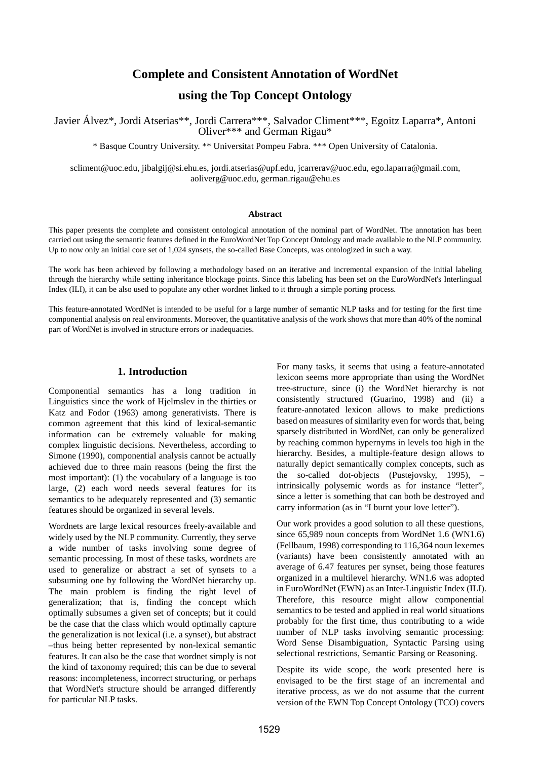# Complete and Consistent Annotation of WordNet using the Top Concept Ontology

Javier Álvez*, Jordi Atserias**, Jordi Carrera***, Salvador Climent***, Egoitz Laparra*, Antoni Oliver*** and German Rigau*

* Basque Country University. ** Universitat Pompeu Fabra. *** Open University of Catalonia.

scliment@uoc.edu, jibalgij@si.ehu.es, jordi.atserias@upf.edu, jcarrerav@uoc.edu, ego.laparra@gmail.com, aoliverg@uoc.edu, german.rigau@ehu.es

### Abstract

This paper presents the complete and consistent ontological annotation of the nominal part of WordNet. The annotation has been carried out using the semantic features defined in the EuroWordNet Top Concept Ontology and made available to the NLP community. Up to now only an initial core set of 1,024 synsets, the so-called Base Concepts, was ontologized in such a way.

The work has been achieved by following a methodology based on an iterative and incremental expansion of the initial labeling through the hierarchy while setting inheritance blockage points. Since this labeling has been set on the EuroWordNet's Interlingual Index (ILI), it can be also used to populate any other wordnet linked to it through a simple porting process.

This feature-annotated WordNet is intended to be useful for a large number of semantic NLP tasks and for testing for the first time componential analysis on real environments. Moreover, the quantitative analysis of the work shows that more than 40% of the nominal part of WordNet is involved in structure errors or inadequacies.

## 1. Introduction

Componential semantics has a long tradition in Linguistics since the work of Hjelmslev in the thirties or Katz and Fodor (1963) among generativists. There is common agreement that this kind of lexical-semantic information can be extremely valuable for making complex linguistic decisions. Nevertheless, according to Simone (1990), componential analysis cannot be actually achieved due to three main reasons (being the first the most important): (1) the vocabulary of a language is too large, (2) each word needs several features for its semantics to be adequately represented and (3) semantic features should be organized in several levels.

Wordnets are large lexical resources freely-available and widely used by the NLP community. Currently, they serve a wide number of tasks involving some degree of semantic processing. In most of these tasks, wordnets are used to generalize or abstract a set of synsets to a subsuming one by following the WordNet hierarchy up. The main problem is finding the right level of generalization; that is, finding the concept which optimally subsumes a given set of concepts; but it could be the case that the class which would optimally capture the generalization is not lexical (i.e. a synset), but abstract –thus being better represented by non-lexical semantic features. It can also be the case that wordnet simply is not the kind of taxonomy required; this can be due to several reasons: incompleteness, incorrect structuring, or perhaps that WordNet's structure should be arranged differently for particular NLP tasks.

For many tasks, it seems that using a feature-annotated lexicon seems more appropriate than using the WordNet tree-structure, since (i) the WordNet hierarchy is not consistently structured (Guarino, 1998) and (ii) a feature-annotated lexicon allows to make predictions based on measures of similarity even for words that, being sparsely distributed in WordNet, can only be generalized by reaching common hypernyms in levels too high in the hierarchy. Besides, a multiple-feature design allows to naturally depict semantically complex concepts, such as the so-called dot-objects (Pustejovsky, 1995), – intrinsically polysemic words as for instance "letter", since a letter is something that can both be destroyed and carry information (as in "I burnt your love letter").

Our work provides a good solution to all these questions, since 65,989 noun concepts from WordNet 1.6 (WN1.6) (Fellbaum, 1998) corresponding to 116,364 noun lexemes (variants) have been consistently annotated with an average of 6.47 features per synset, being those features organized in a multilevel hierarchy. WN1.6 was adopted in EuroWordNet (EWN) as an Inter-Linguistic Index (ILI). Therefore, this resource might allow componential semantics to be tested and applied in real world situations probably for the first time, thus contributing to a wide number of NLP tasks involving semantic processing: Word Sense Disambiguation, Syntactic Parsing using selectional restrictions, Semantic Parsing or Reasoning.

Despite its wide scope, the work presented here is envisaged to be the first stage of an incremental and iterative process, as we do not assume that the current version of the EWN Top Concept Ontology (TCO) covers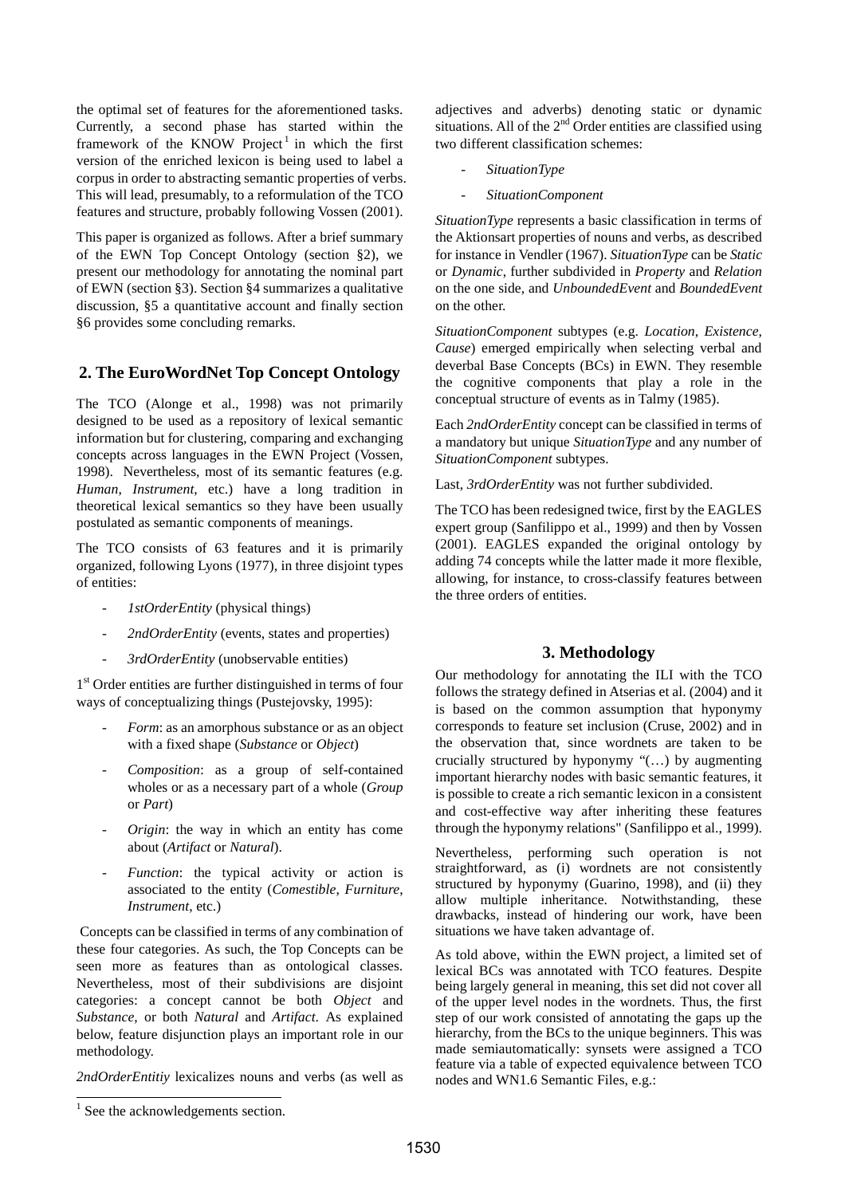the optimal set of features for the aforementioned tasks. Currently, a second phase has started within the framework of the KNOW Project[1] in which the first version of the enriched lexicon is being used to label a corpus in order to abstracting semantic properties of verbs. This will lead, presumably, to a reformulation of the TCO features and structure, probably following Vossen (2001).

This paper is organized as follows. After a brief summary of the EWN Top Concept Ontology (section §2), we present our methodology for annotating the nominal part of EWN (section §3). Section §4 summarizes a qualitative discussion, §5 a quantitative account and finally section §6 provides some concluding remarks.

## 2. The EuroWordNet Top Concept Ontology

The TCO (Alonge et al., 1998) was not primarily designed to be used as a repository of lexical semantic information but for clustering, comparing and exchanging concepts across languages in the EWN Project (Vossen, 1998). Nevertheless, most of its semantic features (e.g. *Human*, *Instrument*, etc.) have a long tradition in theoretical lexical semantics so they have been usually postulated as semantic components of meanings.

The TCO consists of 63 features and it is primarily organized, following Lyons (1977), in three disjoint types of entities:

- *1stOrderEntity* (physical things)
- *2ndOrderEntity* (events, states and properties)
- *3rdOrderEntity* (unobservable entities)

1st Order entities are further distinguished in terms of four ways of conceptualizing things (Pustejovsky, 1995):

- *Form*: as an amorphous substance or as an object with a fixed shape (*Substance* or *Object*)
- *Composition*: as a group of self-contained wholes or as a necessary part of a whole (*Group* or *Part*)
- *Origin*: the way in which an entity has come about (*Artifact* or *Natural*).
- *Function*: the typical activity or action is associated to the entity (*Comestible*, *Furniture*, *Instrument*, etc.)

Concepts can be classified in terms of any combination of these four categories. As such, the Top Concepts can be seen more as features than as ontological classes. Nevertheless, most of their subdivisions are disjoint categories: a concept cannot be both *Object* and *Substance*, or both *Natural* and *Artifact*. As explained below, feature disjunction plays an important role in our methodology.

*2ndOrderEntitiy* lexicalizes nouns and verbs (as well as adjectives and adverbs) denoting static or dynamic situations. All of the 2nd Order entities are classified using two different classification schemes:

- *SituationType*
- *SituationComponent*

*SituationType* represents a basic classification in terms of the Aktionsart properties of nouns and verbs, as described for instance in Vendler (1967). *SituationType* can be *Static* or *Dynamic*, further subdivided in *Property* and *Relation* on the one side, and *UnboundedEvent* and *BoundedEvent* on the other.

*SituationComponent* subtypes (e.g. *Location*, *Existence*, *Cause*) emerged empirically when selecting verbal and deverbal Base Concepts (BCs) in EWN. They resemble the cognitive components that play a role in the conceptual structure of events as in Talmy (1985).

Each *2ndOrderEntity* concept can be classified in terms of a mandatory but unique *SituationType* and any number of *SituationComponent* subtypes.

Last, *3rdOrderEntity* was not further subdivided.

The TCO has been redesigned twice, first by the EAGLES expert group (Sanfilippo et al., 1999) and then by Vossen (2001). EAGLES expanded the original ontology by adding 74 concepts while the latter made it more flexible, allowing, for instance, to cross-classify features between the three orders of entities.

## 3. Methodology

Our methodology for annotating the ILI with the TCO follows the strategy defined in Atserias et al. (2004) and it is based on the common assumption that hyponymy corresponds to feature set inclusion (Cruse, 2002) and in the observation that, since wordnets are taken to be crucially structured by hyponymy "(…) by augmenting important hierarchy nodes with basic semantic features, it is possible to create a rich semantic lexicon in a consistent and cost-effective way after inheriting these features through the hyponymy relations" (Sanfilippo et al., 1999).

Nevertheless, performing such operation is not straightforward, as (i) wordnets are not consistently structured by hyponymy (Guarino, 1998), and (ii) they allow multiple inheritance. Notwithstanding, these drawbacks, instead of hindering our work, have been situations we have taken advantage of.

As told above, within the EWN project, a limited set of lexical BCs was annotated with TCO features. Despite being largely general in meaning, this set did not cover all of the upper level nodes in the wordnets. Thus, the first step of our work consisted of annotating the gaps up the hierarchy, from the BCs to the unique beginners. This was made semiautomatically: synsets were assigned a TCO feature via a table of expected equivalence between TCO nodes and WN1.6 Semantic Files, e.g.:

[1] See the acknowledgements section.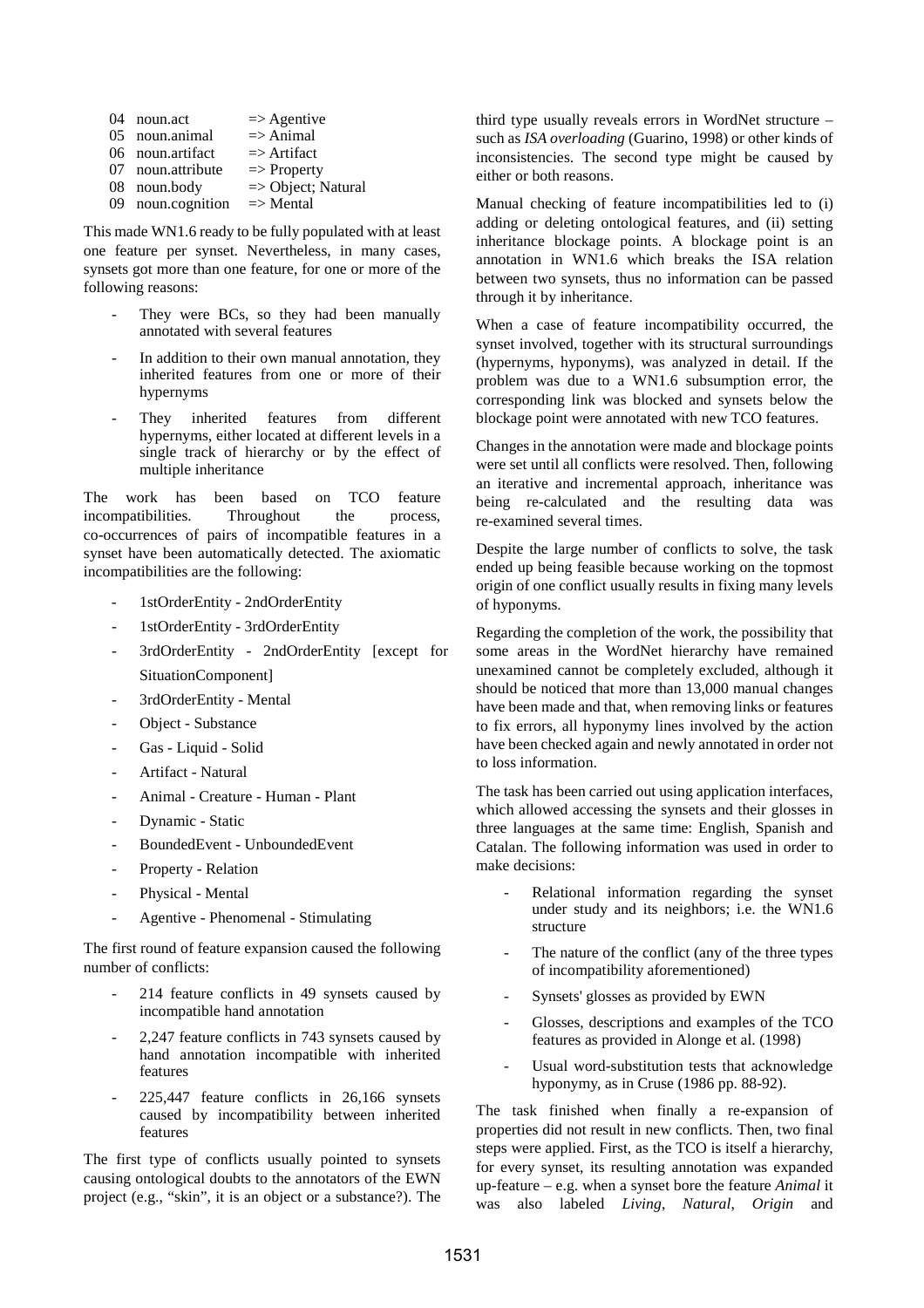| | | |
|---|---|---|
| 04 | noun.act | => Agentive |
| 05 | noun.animal | => Animal |
| 06 | noun.artifact | => Artifact |
| 07 | noun.attribute | => Property |
| 08 | noun.body | => Object; Natural |
| 09 | noun.cognition | => Mental |

This made WN1.6 ready to be fully populated with at least one feature per synset. Nevertheless, in many cases, synsets got more than one feature, for one or more of the following reasons:

- They were BCs, so they had been manually annotated with several features
- In addition to their own manual annotation, they inherited features from one or more of their hypernyms
- They inherited features from different hypernyms, either located at different levels in a single track of hierarchy or by the effect of multiple inheritance

The work has been based on TCO feature incompatibilities. Throughout the process, co-occurrences of pairs of incompatible features in a synset have been automatically detected. The axiomatic incompatibilities are the following:

- 1stOrderEntity - 2ndOrderEntity
- 1stOrderEntity - 3rdOrderEntity
- 3rdOrderEntity - 2ndOrderEntity [except for SituationComponent]
- 3rdOrderEntity - Mental
- Object - Substance
- Gas - Liquid - Solid
- Artifact - Natural
- Animal - Creature - Human - Plant
- Dynamic - Static
- BoundedEvent - UnboundedEvent
- Property - Relation
- Physical - Mental
- Agentive - Phenomenal - Stimulating

The first round of feature expansion caused the following number of conflicts:

- 214 feature conflicts in 49 synsets caused by incompatible hand annotation
- 2,247 feature conflicts in 743 synsets caused by hand annotation incompatible with inherited features
- 225,447 feature conflicts in 26,166 synsets caused by incompatibility between inherited features

The first type of conflicts usually pointed to synsets causing ontological doubts to the annotators of the EWN project (e.g., "skin", it is an object or a substance?). The third type usually reveals errors in WordNet structure – such as *ISA overloading* (Guarino, 1998) or other kinds of inconsistencies. The second type might be caused by either or both reasons.

Manual checking of feature incompatibilities led to (i) adding or deleting ontological features, and (ii) setting inheritance blockage points. A blockage point is an annotation in WN1.6 which breaks the ISA relation between two synsets, thus no information can be passed through it by inheritance.

When a case of feature incompatibility occurred, the synset involved, together with its structural surroundings (hypernyms, hyponyms), was analyzed in detail. If the problem was due to a WN1.6 subsumption error, the corresponding link was blocked and synsets below the blockage point were annotated with new TCO features.

Changes in the annotation were made and blockage points were set until all conflicts were resolved. Then, following an iterative and incremental approach, inheritance was being re-calculated and the resulting data was re-examined several times.

Despite the large number of conflicts to solve, the task ended up being feasible because working on the topmost origin of one conflict usually results in fixing many levels of hyponyms.

Regarding the completion of the work, the possibility that some areas in the WordNet hierarchy have remained unexamined cannot be completely excluded, although it should be noticed that more than 13,000 manual changes have been made and that, when removing links or features to fix errors, all hyponymy lines involved by the action have been checked again and newly annotated in order not to loss information.

The task has been carried out using application interfaces, which allowed accessing the synsets and their glosses in three languages at the same time: English, Spanish and Catalan. The following information was used in order to make decisions:

- Relational information regarding the synset under study and its neighbors; i.e. the WN1.6 structure
- The nature of the conflict (any of the three types of incompatibility aforementioned)
- Synsets' glosses as provided by EWN
- Glosses, descriptions and examples of the TCO features as provided in Alonge et al. (1998)
- Usual word-substitution tests that acknowledge hyponymy, as in Cruse (1986 pp. 88-92).

The task finished when finally a re-expansion of properties did not result in new conflicts. Then, two final steps were applied. First, as the TCO is itself a hierarchy, for every synset, its resulting annotation was expanded up-feature – e.g. when a synset bore the feature *Animal* it was also labeled *Living*, *Natural*, *Origin* and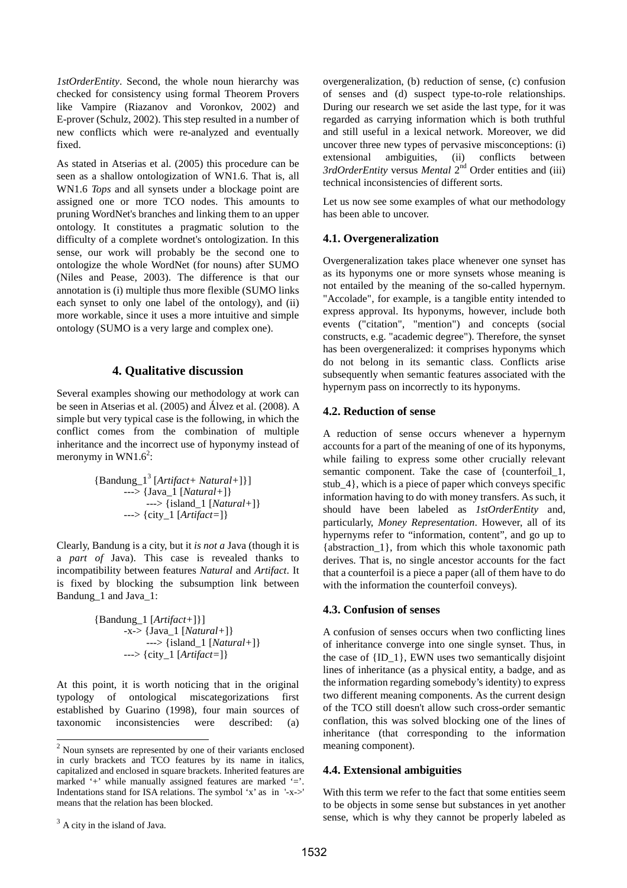*1stOrderEntity*. Second, the whole noun hierarchy was checked for consistency using formal Theorem Provers like Vampire (Riazanov and Voronkov, 2002) and E-prover (Schulz, 2002). This step resulted in a number of new conflicts which were re-analyzed and eventually fixed.

As stated in Atserias et al. (2005) this procedure can be seen as a shallow ontologization of WN1.6. That is, all WN1.6 *Tops* and all synsets under a blockage point are assigned one or more TCO nodes. This amounts to pruning WordNet's branches and linking them to an upper ontology. It constitutes a pragmatic solution to the difficulty of a complete wordnet's ontologization. In this sense, our work will probably be the second one to ontologize the whole WordNet (for nouns) after SUMO (Niles and Pease, 2003). The difference is that our annotation is (i) multiple thus more flexible (SUMO links each synset to only one label of the ontology), and (ii) more workable, since it uses a more intuitive and simple ontology (SUMO is a very large and complex one).

## 4. Qualitative discussion

Several examples showing our methodology at work can be seen in Atserias et al. (2005) and Álvez et al. (2008). A simple but very typical case is the following, in which the conflict comes from the combination of multiple inheritance and the incorrect use of hyponymy instead of meronymy in WN1.6[2]:

```
{Bandung_1[3] [Artifact+ Natural+]}]
        ---> {Java_1 [Natural+]}
                ---> {island_1 [Natural+]}
        ---> {city_1 [Artifact=]}
```

Clearly, Bandung is a city, but it *is not a* Java (though it is a *part of* Java). This case is revealed thanks to incompatibility between features *Natural* and *Artifact*. It is fixed by blocking the subsumption link between Bandung_1 and Java_1:

```
{Bandung_1 [Artifact+]}]
        -x-> {Java_1 [Natural+]}
                ---> {island_1 [Natural+]}
        ---> {city_1 [Artifact=]}
```

At this point, it is worth noticing that in the original typology of ontological miscategorizations first established by Guarino (1998), four main sources of taxonomic inconsistencies were described: (a) overgeneralization, (b) reduction of sense, (c) confusion of senses and (d) suspect type-to-role relationships. During our research we set aside the last type, for it was regarded as carrying information which is both truthful and still useful in a lexical network. Moreover, we did uncover three new types of pervasive misconceptions: (i) extensional ambiguities, (ii) conflicts between *3rdOrderEntity* versus *Mental* 2nd Order entities and (iii) technical inconsistencies of different sorts.

Let us now see some examples of what our methodology has been able to uncover.

### 4.1. Overgeneralization

Overgeneralization takes place whenever one synset has as its hyponyms one or more synsets whose meaning is not entailed by the meaning of the so-called hypernym. "Accolade", for example, is a tangible entity intended to express approval. Its hyponyms, however, include both events ("citation", "mention") and concepts (social constructs, e.g. "academic degree"). Therefore, the synset has been overgeneralized: it comprises hyponyms which do not belong in its semantic class. Conflicts arise subsequently when semantic features associated with the hypernym pass on incorrectly to its hyponyms.

### 4.2. Reduction of sense

A reduction of sense occurs whenever a hypernym accounts for a part of the meaning of one of its hyponyms, while failing to express some other crucially relevant semantic component. Take the case of {counterfoil_1, stub_4}, which is a piece of paper which conveys specific information having to do with money transfers. As such, it should have been labeled as *1stOrderEntity* and, particularly, *Money Representation*. However, all of its hypernyms refer to "information, content", and go up to {abstraction_1}, from which this whole taxonomic path derives. That is, no single ancestor accounts for the fact that a counterfoil is a piece a paper (all of them have to do with the information the counterfoil conveys).

### 4.3. Confusion of senses

A confusion of senses occurs when two conflicting lines of inheritance converge into one single synset. Thus, in the case of {ID_1}, EWN uses two semantically disjoint lines of inheritance (as a physical entity, a badge, and as the information regarding somebody's identity) to express two different meaning components. As the current design of the TCO still doesn't allow such cross-order semantic conflation, this was solved blocking one of the lines of inheritance (that corresponding to the information meaning component).

### 4.4. Extensional ambiguities

With this term we refer to the fact that some entities seem to be objects in some sense but substances in yet another sense, which is why they cannot be properly labeled as

---

[2] Noun synsets are represented by one of their variants enclosed in curly brackets and TCO features by its name in italics, capitalized and enclosed in square brackets. Inherited features are marked '+' while manually assigned features are marked '='. Indentations stand for ISA relations. The symbol 'x' as in '-x->' means that the relation has been blocked.

[3] A city in the island of Java.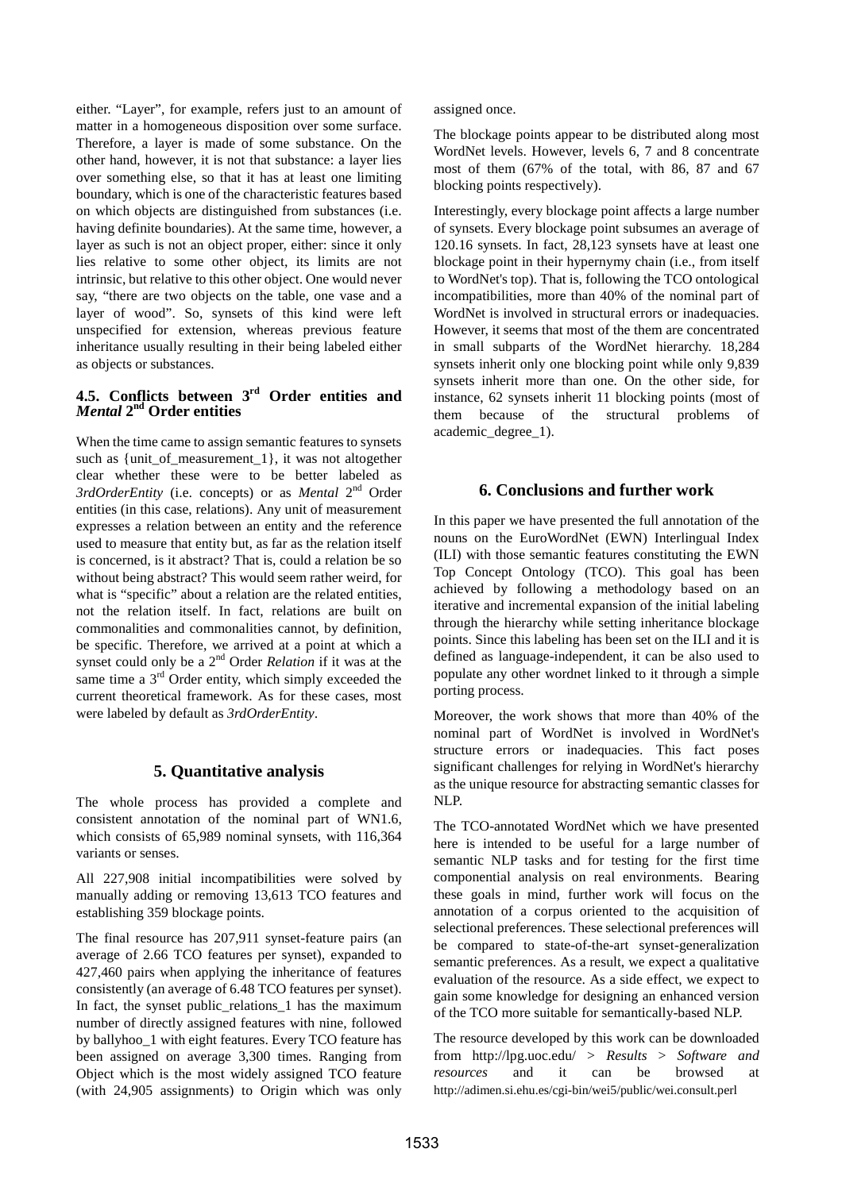either. "Layer", for example, refers just to an amount of matter in a homogeneous disposition over some surface. Therefore, a layer is made of some substance. On the other hand, however, it is not that substance: a layer lies over something else, so that it has at least one limiting boundary, which is one of the characteristic features based on which objects are distinguished from substances (i.e. having definite boundaries). At the same time, however, a layer as such is not an object proper, either: since it only lies relative to some other object, its limits are not intrinsic, but relative to this other object. One would never say, "there are two objects on the table, one vase and a layer of wood". So, synsets of this kind were left unspecified for extension, whereas previous feature inheritance usually resulting in their being labeled either as objects or substances.

### 4.5. Conflicts between 3rd Order entities and *Mental* 2nd Order entities

When the time came to assign semantic features to synsets such as {unit_of_measurement_1}, it was not altogether clear whether these were to be better labeled as *3rdOrderEntity* (i.e. concepts) or as *Mental* 2nd Order entities (in this case, relations). Any unit of measurement expresses a relation between an entity and the reference used to measure that entity but, as far as the relation itself is concerned, is it abstract? That is, could a relation be so without being abstract? This would seem rather weird, for what is "specific" about a relation are the related entities, not the relation itself. In fact, relations are built on commonalities and commonalities cannot, by definition, be specific. Therefore, we arrived at a point at which a synset could only be a 2nd Order *Relation* if it was at the same time a 3rd Order entity, which simply exceeded the current theoretical framework. As for these cases, most were labeled by default as *3rdOrderEntity*.

## 5. Quantitative analysis

The whole process has provided a complete and consistent annotation of the nominal part of WN1.6, which consists of 65,989 nominal synsets, with 116,364 variants or senses.

All 227,908 initial incompatibilities were solved by manually adding or removing 13,613 TCO features and establishing 359 blockage points.

The final resource has 207,911 synset-feature pairs (an average of 2.66 TCO features per synset), expanded to 427,460 pairs when applying the inheritance of features consistently (an average of 6.48 TCO features per synset). In fact, the synset public_relations_1 has the maximum number of directly assigned features with nine, followed by ballyhoo_1 with eight features. Every TCO feature has been assigned on average 3,300 times. Ranging from Object which is the most widely assigned TCO feature (with 24,905 assignments) to Origin which was only assigned once.

The blockage points appear to be distributed along most WordNet levels. However, levels 6, 7 and 8 concentrate most of them (67% of the total, with 86, 87 and 67 blocking points respectively).

Interestingly, every blockage point affects a large number of synsets. Every blockage point subsumes an average of 120.16 synsets. In fact, 28,123 synsets have at least one blockage point in their hypernymy chain (i.e., from itself to WordNet's top). That is, following the TCO ontological incompatibilities, more than 40% of the nominal part of WordNet is involved in structural errors or inadequacies. However, it seems that most of the them are concentrated in small subparts of the WordNet hierarchy. 18,284 synsets inherit only one blocking point while only 9,839 synsets inherit more than one. On the other side, for instance, 62 synsets inherit 11 blocking points (most of them because of the structural problems of academic_degree_1).

## 6. Conclusions and further work

In this paper we have presented the full annotation of the nouns on the EuroWordNet (EWN) Interlingual Index (ILI) with those semantic features constituting the EWN Top Concept Ontology (TCO). This goal has been achieved by following a methodology based on an iterative and incremental expansion of the initial labeling through the hierarchy while setting inheritance blockage points. Since this labeling has been set on the ILI and it is defined as language-independent, it can be also used to populate any other wordnet linked to it through a simple porting process.

Moreover, the work shows that more than 40% of the nominal part of WordNet is involved in WordNet's structure errors or inadequacies. This fact poses significant challenges for relying in WordNet's hierarchy as the unique resource for abstracting semantic classes for NLP.

The TCO-annotated WordNet which we have presented here is intended to be useful for a large number of semantic NLP tasks and for testing for the first time componential analysis on real environments. Bearing these goals in mind, further work will focus on the annotation of a corpus oriented to the acquisition of selectional preferences. These selectional preferences will be compared to state-of-the-art synset-generalization semantic preferences. As a result, we expect a qualitative evaluation of the resource. As a side effect, we expect to gain some knowledge for designing an enhanced version of the TCO more suitable for semantically-based NLP.

The resource developed by this work can be downloaded from http://lpg.uoc.edu/ > *Results* > *Software and resources* and it can be browsed at http://adimen.si.ehu.es/cgi-bin/wei5/public/wei.consult.perl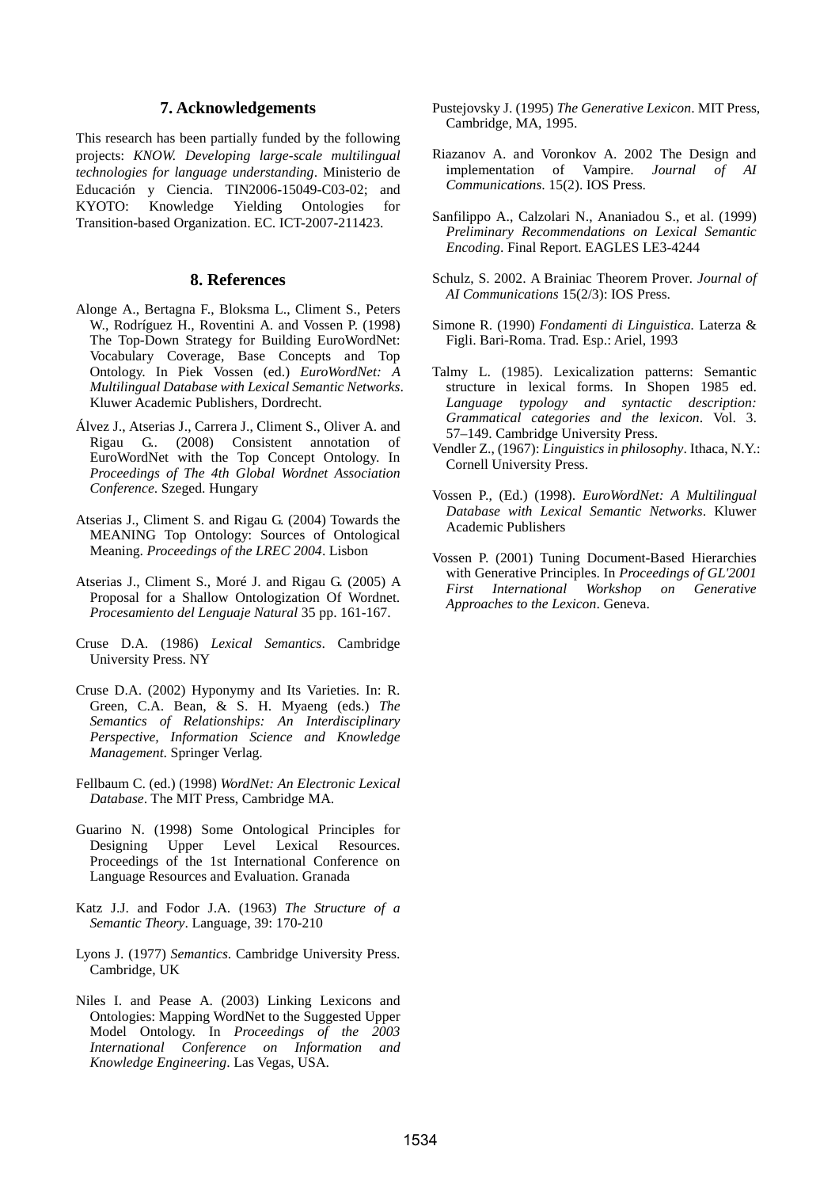## 7. Acknowledgements

This research has been partially funded by the following projects: *KNOW. Developing large-scale multilingual technologies for language understanding*. Ministerio de Educación y Ciencia. TIN2006-15049-C03-02; and KYOTO: Knowledge Yielding Ontologies for Transition-based Organization. EC. ICT-2007-211423.

## 8. References

Alonge A., Bertagna F., Bloksma L., Climent S., Peters W., Rodríguez H., Roventini A. and Vossen P. (1998) The Top-Down Strategy for Building EuroWordNet: Vocabulary Coverage, Base Concepts and Top Ontology. In Piek Vossen (ed.) *EuroWordNet: A Multilingual Database with Lexical Semantic Networks*. Kluwer Academic Publishers, Dordrecht.

Álvez J., Atserias J., Carrera J., Climent S., Oliver A. and Rigau G.. (2008) Consistent annotation of EuroWordNet with the Top Concept Ontology. In *Proceedings of The 4th Global Wordnet Association Conference*. Szeged. Hungary

Atserias J., Climent S. and Rigau G. (2004) Towards the MEANING Top Ontology: Sources of Ontological Meaning. *Proceedings of the LREC 2004*. Lisbon

Atserias J., Climent S., Moré J. and Rigau G. (2005) A Proposal for a Shallow Ontologization Of Wordnet. *Procesamiento del Lenguaje Natural* 35 pp. 161-167.

Cruse D.A. (1986) *Lexical Semantics*. Cambridge University Press. NY

Cruse D.A. (2002) Hyponymy and Its Varieties. In: R. Green, C.A. Bean, & S. H. Myaeng (eds.) *The Semantics of Relationships: An Interdisciplinary Perspective, Information Science and Knowledge Management*. Springer Verlag.

Fellbaum C. (ed.) (1998) *WordNet: An Electronic Lexical Database*. The MIT Press, Cambridge MA.

Guarino N. (1998) Some Ontological Principles for Designing Upper Level Lexical Resources. Proceedings of the 1st International Conference on Language Resources and Evaluation. Granada

Katz J.J. and Fodor J.A. (1963) *The Structure of a Semantic Theory*. Language, 39: 170-210

Lyons J. (1977) *Semantics*. Cambridge University Press. Cambridge, UK

Niles I. and Pease A. (2003) Linking Lexicons and Ontologies: Mapping WordNet to the Suggested Upper Model Ontology. In *Proceedings of the 2003 International Conference on Information and Knowledge Engineering*. Las Vegas, USA.

Pustejovsky J. (1995) *The Generative Lexicon*. MIT Press, Cambridge, MA, 1995.

Riazanov A. and Voronkov A. 2002 The Design and implementation of Vampire. *Journal of AI Communications*. 15(2). IOS Press.

Sanfilippo A., Calzolari N., Ananiadou S., et al. (1999) *Preliminary Recommendations on Lexical Semantic Encoding*. Final Report. EAGLES LE3-4244

Schulz, S. 2002. A Brainiac Theorem Prover. *Journal of AI Communications* 15(2/3): IOS Press.

Simone R. (1990) *Fondamenti di Linguistica.* Laterza & Figli. Bari-Roma. Trad. Esp.: Ariel, 1993

Talmy L. (1985). Lexicalization patterns: Semantic structure in lexical forms. In Shopen 1985 ed. *Language typology and syntactic description: Grammatical categories and the lexicon*. Vol. 3. 57–149. Cambridge University Press.

Vendler Z., (1967): *Linguistics in philosophy*. Ithaca, N.Y.: Cornell University Press.

Vossen P., (Ed.) (1998). *EuroWordNet: A Multilingual Database with Lexical Semantic Networks*. Kluwer Academic Publishers

Vossen P. (2001) Tuning Document-Based Hierarchies with Generative Principles. In *Proceedings of GL'2001 First International Workshop on Generative Approaches to the Lexicon*. Geneva.